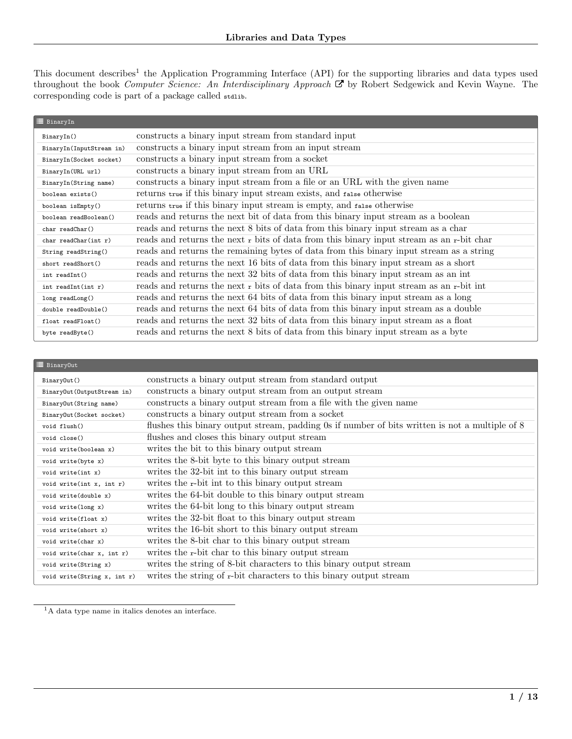# Libraries and Data Types

This document describes[1] the Application Programming Interface (API) for the supporting libraries and data types used throughout the book *Computer Science: An Interdisciplinary Approach* by Robert Sedgewick and Kevin Wayne. The corresponding code is part of a package called `stdlib`.

| BinaryIn | |
|---|---|
| `BinaryIn()` | constructs a binary input stream from standard input |
| `BinaryIn(InputStream in)` | constructs a binary input stream from an input stream |
| `BinaryIn(Socket socket)` | constructs a binary input stream from a socket |
| `BinaryIn(URL url)` | constructs a binary input stream from an URL |
| `BinaryIn(String name)` | constructs a binary input stream from a file or an URL with the given name |
| `boolean exists()` | returns `true` if this binary input stream exists, and `false` otherwise |
| `boolean isEmpty()` | returns `true` if this binary input stream is empty, and `false` otherwise |
| `boolean readBoolean()` | reads and returns the next bit of data from this binary input stream as a boolean |
| `char readChar()` | reads and returns the next 8 bits of data from this binary input stream as a char |
| `char readChar(int r)` | reads and returns the next `r` bits of data from this binary input stream as an `r`-bit char |
| `String readString()` | reads and returns the remaining bytes of data from this binary input stream as a string |
| `short readShort()` | reads and returns the next 16 bits of data from this binary input stream as a short |
| `int readInt()` | reads and returns the next 32 bits of data from this binary input stream as an int |
| `int readInt(int r)` | reads and returns the next `r` bits of data from this binary input stream as an `r`-bit int |
| `long readLong()` | reads and returns the next 64 bits of data from this binary input stream as a long |
| `double readDouble()` | reads and returns the next 64 bits of data from this binary input stream as a double |
| `float readFloat()` | reads and returns the next 32 bits of data from this binary input stream as a float |
| `byte readByte()` | reads and returns the next 8 bits of data from this binary input stream as a byte |

| BinaryOut | |
|---|---|
| `BinaryOut()` | constructs a binary output stream from standard output |
| `BinaryOut(OutputStream in)` | constructs a binary output stream from an output stream |
| `BinaryOut(String name)` | constructs a binary output stream from a file with the given name |
| `BinaryOut(Socket socket)` | constructs a binary output stream from a socket |
| `void flush()` | flushes this binary output stream, padding 0s if number of bits written is not a multiple of 8 |
| `void close()` | flushes and closes this binary output stream |
| `void write(boolean x)` | writes the bit to this binary output stream |
| `void write(byte x)` | writes the 8-bit byte to this binary output stream |
| `void write(int x)` | writes the 32-bit int to this binary output stream |
| `void write(int x, int r)` | writes the `r`-bit int to this binary output stream |
| `void write(double x)` | writes the 64-bit double to this binary output stream |
| `void write(long x)` | writes the 64-bit long to this binary output stream |
| `void write(float x)` | writes the 32-bit float to this binary output stream |
| `void write(short x)` | writes the 16-bit short to this binary output stream |
| `void write(char x)` | writes the 8-bit char to this binary output stream |
| `void write(char x, int r)` | writes the `r`-bit char to this binary output stream |
| `void write(String x)` | writes the string of 8-bit characters to this binary output stream |
| `void write(String x, int r)` | writes the string of `r`-bit characters to this binary output stream |

[1] A data type name in italics denotes an interface.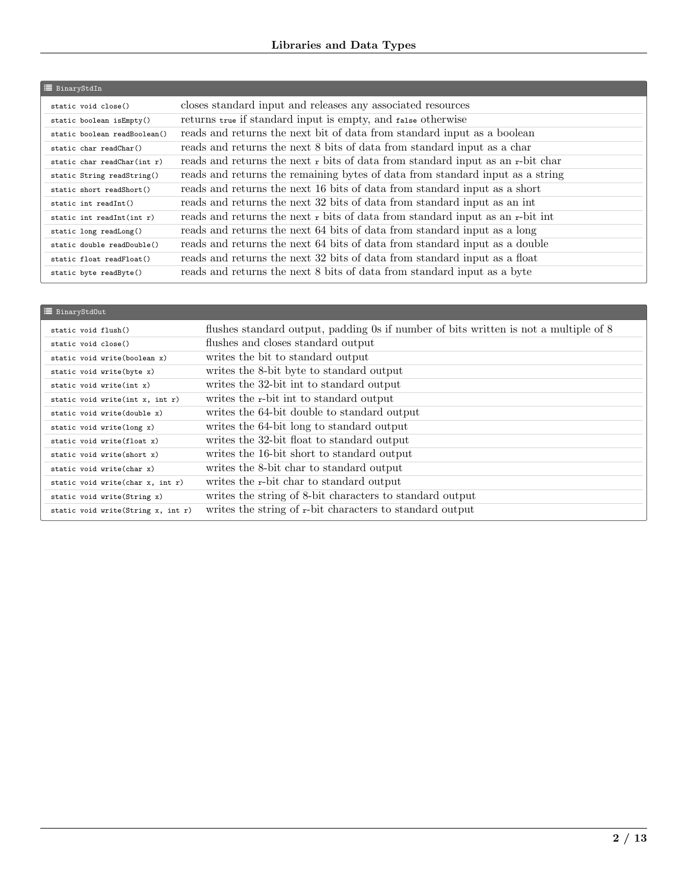| BinaryStdIn | |
|---|---|
| `static void close()` | closes standard input and releases any associated resources |
| `static boolean isEmpty()` | returns `true` if standard input is empty, and `false` otherwise |
| `static boolean readBoolean()` | reads and returns the next bit of data from standard input as a boolean |
| `static char readChar()` | reads and returns the next 8 bits of data from standard input as a char |
| `static char readChar(int r)` | reads and returns the next `r` bits of data from standard input as an `r`-bit char |
| `static String readString()` | reads and returns the remaining bytes of data from standard input as a string |
| `static short readShort()` | reads and returns the next 16 bits of data from standard input as a short |
| `static int readInt()` | reads and returns the next 32 bits of data from standard input as an int |
| `static int readInt(int r)` | reads and returns the next `r` bits of data from standard input as an `r`-bit int |
| `static long readLong()` | reads and returns the next 64 bits of data from standard input as a long |
| `static double readDouble()` | reads and returns the next 64 bits of data from standard input as a double |
| `static float readFloat()` | reads and returns the next 32 bits of data from standard input as a float |
| `static byte readByte()` | reads and returns the next 8 bits of data from standard input as a byte |

| BinaryStdOut | |
|---|---|
| `static void flush()` | flushes standard output, padding 0s if number of bits written is not a multiple of 8 |
| `static void close()` | flushes and closes standard output |
| `static void write(boolean x)` | writes the bit to standard output |
| `static void write(byte x)` | writes the 8-bit byte to standard output |
| `static void write(int x)` | writes the 32-bit int to standard output |
| `static void write(int x, int r)` | writes the `r`-bit int to standard output |
| `static void write(double x)` | writes the 64-bit double to standard output |
| `static void write(long x)` | writes the 64-bit long to standard output |
| `static void write(float x)` | writes the 32-bit float to standard output |
| `static void write(short x)` | writes the 16-bit short to standard output |
| `static void write(char x)` | writes the 8-bit char to standard output |
| `static void write(char x, int r)` | writes the `r`-bit char to standard output |
| `static void write(String x)` | writes the string of 8-bit characters to standard output |
| `static void write(String x, int r)` | writes the string of `r`-bit characters to standard output |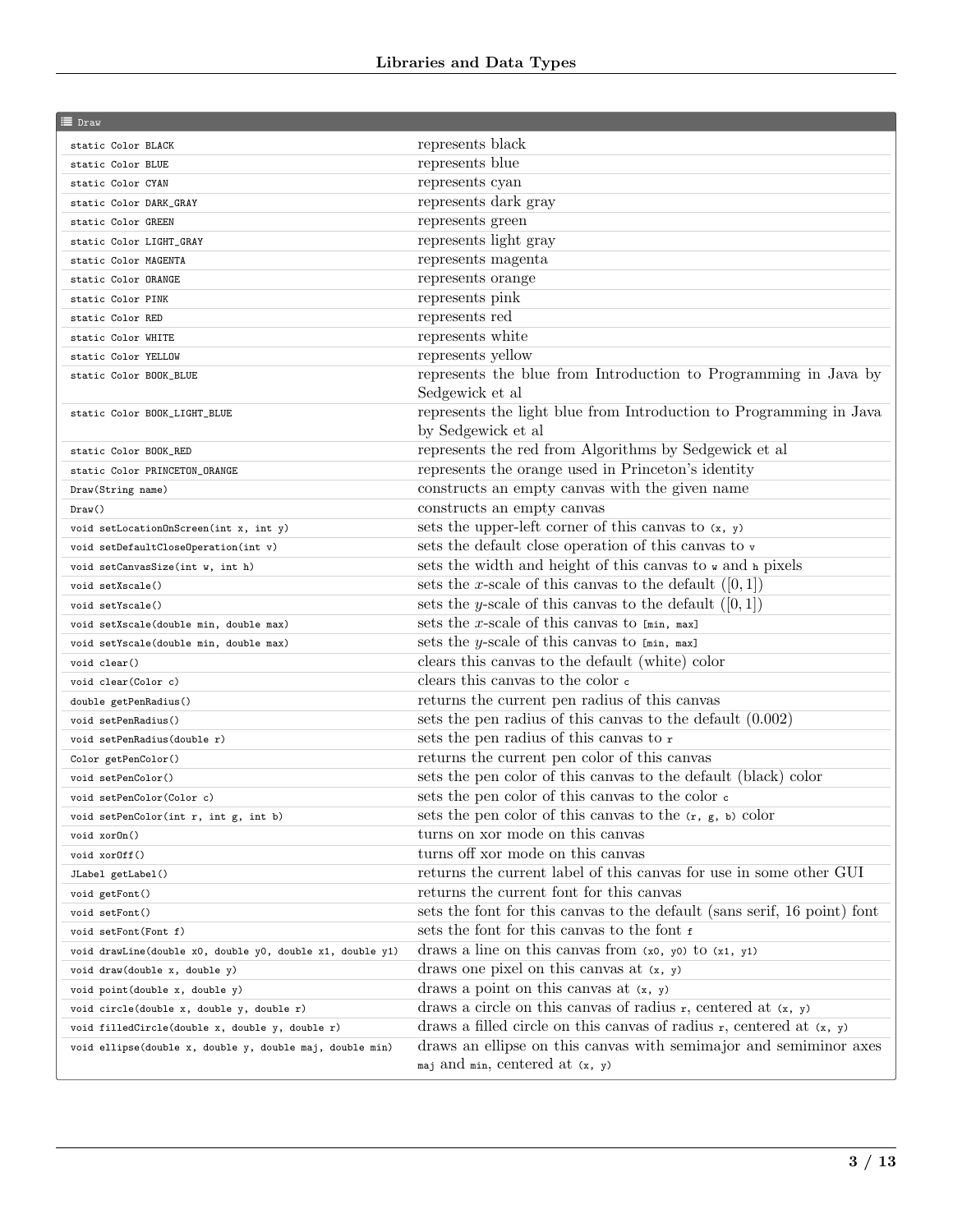| ≣ Draw | |
|---|---|
| `static Color BLACK` | represents black |
| `static Color BLUE` | represents blue |
| `static Color CYAN` | represents cyan |
| `static Color DARK_GRAY` | represents dark gray |
| `static Color GREEN` | represents green |
| `static Color LIGHT_GRAY` | represents light gray |
| `static Color MAGENTA` | represents magenta |
| `static Color ORANGE` | represents orange |
| `static Color PINK` | represents pink |
| `static Color RED` | represents red |
| `static Color WHITE` | represents white |
| `static Color YELLOW` | represents yellow |
| `static Color BOOK_BLUE` | represents the blue from Introduction to Programming in Java by Sedgewick et al |
| `static Color BOOK_LIGHT_BLUE` | represents the light blue from Introduction to Programming in Java by Sedgewick et al |
| `static Color BOOK_RED` | represents the red from Algorithms by Sedgewick et al |
| `static Color PRINCETON_ORANGE` | represents the orange used in Princeton's identity |
| `Draw(String name)` | constructs an empty canvas with the given name |
| `Draw()` | constructs an empty canvas |
| `void setLocationOnScreen(int x, int y)` | sets the upper-left corner of this canvas to `(x, y)` |
| `void setDefaultCloseOperation(int v)` | sets the default close operation of this canvas to `v` |
| `void setCanvasSize(int w, int h)` | sets the width and height of this canvas to `w` and `h` pixels |
| `void setXscale()` | sets the $x$-scale of this canvas to the default ($[0,1]$) |
| `void setYscale()` | sets the $y$-scale of this canvas to the default ($[0,1]$) |
| `void setXscale(double min, double max)` | sets the $x$-scale of this canvas to `[min, max]` |
| `void setYscale(double min, double max)` | sets the $y$-scale of this canvas to `[min, max]` |
| `void clear()` | clears this canvas to the default (white) color |
| `void clear(Color c)` | clears this canvas to the color `c` |
| `double getPenRadius()` | returns the current pen radius of this canvas |
| `void setPenRadius()` | sets the pen radius of this canvas to the default (0.002) |
| `void setPenRadius(double r)` | sets the pen radius of this canvas to `r` |
| `Color getPenColor()` | returns the current pen color of this canvas |
| `void setPenColor()` | sets the pen color of this canvas to the default (black) color |
| `void setPenColor(Color c)` | sets the pen color of this canvas to the color `c` |
| `void setPenColor(int r, int g, int b)` | sets the pen color of this canvas to the `(r, g, b)` color |
| `void xorOn()` | turns on xor mode on this canvas |
| `void xorOff()` | turns off xor mode on this canvas |
| `JLabel getLabel()` | returns the current label of this canvas for use in some other GUI |
| `void getFont()` | returns the current font for this canvas |
| `void setFont()` | sets the font for this canvas to the default (sans serif, 16 point) font |
| `void setFont(Font f)` | sets the font for this canvas to the font `f` |
| `void drawLine(double x0, double y0, double x1, double y1)` | draws a line on this canvas from `(x0, y0)` to `(x1, y1)` |
| `void draw(double x, double y)` | draws one pixel on this canvas at `(x, y)` |
| `void point(double x, double y)` | draws a point on this canvas at `(x, y)` |
| `void circle(double x, double y, double r)` | draws a circle on this canvas of radius `r`, centered at `(x, y)` |
| `void filledCircle(double x, double y, double r)` | draws a filled circle on this canvas of radius `r`, centered at `(x, y)` |
| `void ellipse(double x, double y, double maj, double min)` | draws an ellipse on this canvas with semimajor and semiminor axes `maj` and `min`, centered at `(x, y)` |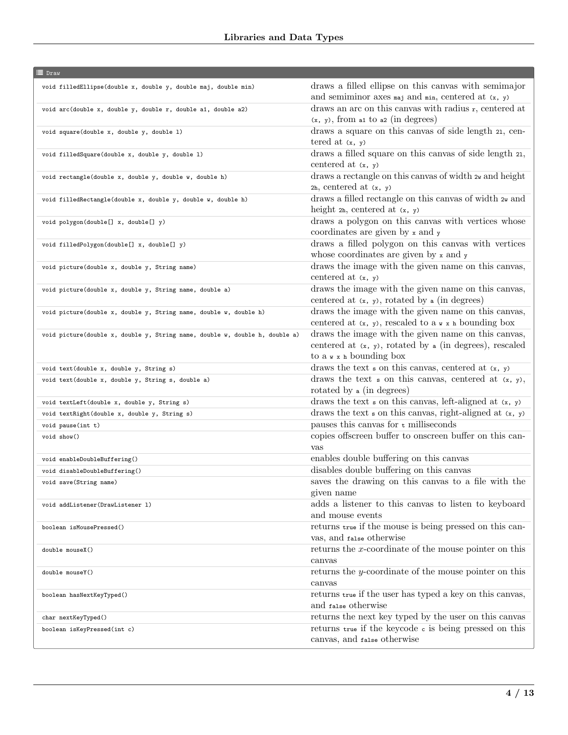| Draw | |
|---|---|
| `void filledEllipse(double x, double y, double maj, double min)` | draws a filled ellipse on this canvas with semimajor and semiminor axes `maj` and `min`, centered at `(x, y)` |
| `void arc(double x, double y, double r, double a1, double a2)` | draws an arc on this canvas with radius `r`, centered at `(x, y)`, from `a1` to `a2` (in degrees) |
| `void square(double x, double y, double l)` | draws a square on this canvas of side length `2l`, centered at `(x, y)` |
| `void filledSquare(double x, double y, double l)` | draws a filled square on this canvas of side length `2l`, centered at `(x, y)` |
| `void rectangle(double x, double y, double w, double h)` | draws a rectangle on this canvas of width `2w` and height `2h`, centered at `(x, y)` |
| `void filledRectangle(double x, double y, double w, double h)` | draws a filled rectangle on this canvas of width `2w` and height `2h`, centered at `(x, y)` |
| `void polygon(double[] x, double[] y)` | draws a polygon on this canvas with vertices whose coordinates are given by `x` and `y` |
| `void filledPolygon(double[] x, double[] y)` | draws a filled polygon on this canvas with vertices whose coordinates are given by `x` and `y` |
| `void picture(double x, double y, String name)` | draws the image with the given name on this canvas, centered at `(x, y)` |
| `void picture(double x, double y, String name, double a)` | draws the image with the given name on this canvas, centered at `(x, y)`, rotated by `a` (in degrees) |
| `void picture(double x, double y, String name, double w, double h)` | draws the image with the given name on this canvas, centered at `(x, y)`, rescaled to a `w x h` bounding box |
| `void picture(double x, double y, String name, double w, double h, double a)` | draws the image with the given name on this canvas, centered at `(x, y)`, rotated by `a` (in degrees), rescaled to a `w x h` bounding box |
| `void text(double x, double y, String s)` | draws the text `s` on this canvas, centered at `(x, y)` |
| `void text(double x, double y, String s, double a)` | draws the text `s` on this canvas, centered at `(x, y)`, rotated by `a` (in degrees) |
| `void textLeft(double x, double y, String s)` | draws the text `s` on this canvas, left-aligned at `(x, y)` |
| `void textRight(double x, double y, String s)` | draws the text `s` on this canvas, right-aligned at `(x, y)` |
| `void pause(int t)` | pauses this canvas for `t` milliseconds |
| `void show()` | copies offscreen buffer to onscreen buffer on this canvas |
| `void enableDoubleBuffering()` | enables double buffering on this canvas |
| `void disableDoubleBuffering()` | disables double buffering on this canvas |
| `void save(String name)` | saves the drawing on this canvas to a file with the given name |
| `void addListener(DrawListener l)` | adds a listener to this canvas to listen to keyboard and mouse events |
| `boolean isMousePressed()` | returns `true` if the mouse is being pressed on this canvas, and `false` otherwise |
| `double mouseX()` | returns the $x$-coordinate of the mouse pointer on this canvas |
| `double mouseY()` | returns the $y$-coordinate of the mouse pointer on this canvas |
| `boolean hasNextKeyTyped()` | returns `true` if the user has typed a key on this canvas, and `false` otherwise |
| `char nextKeyTyped()` | returns the next key typed by the user on this canvas |
| `boolean isKeyPressed(int c)` | returns `true` if the keycode `c` is being pressed on this canvas, and `false` otherwise |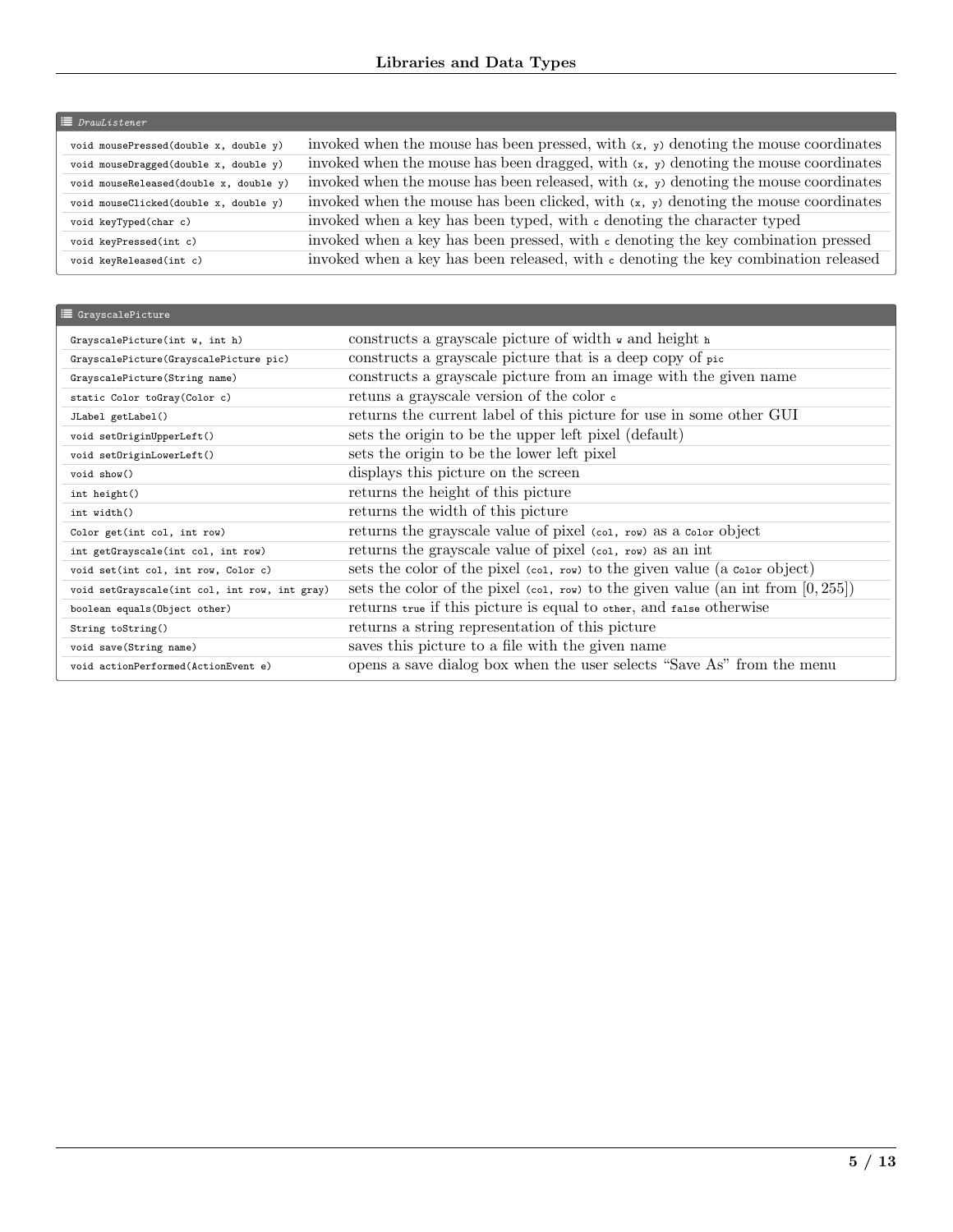| *DrawListener* | |
|---|---|
| `void mousePressed(double x, double y)` | invoked when the mouse has been pressed, with `(x, y)` denoting the mouse coordinates |
| `void mouseDragged(double x, double y)` | invoked when the mouse has been dragged, with `(x, y)` denoting the mouse coordinates |
| `void mouseReleased(double x, double y)` | invoked when the mouse has been released, with `(x, y)` denoting the mouse coordinates |
| `void mouseClicked(double x, double y)` | invoked when the mouse has been clicked, with `(x, y)` denoting the mouse coordinates |
| `void keyTyped(char c)` | invoked when a key has been typed, with `c` denoting the character typed |
| `void keyPressed(int c)` | invoked when a key has been pressed, with `c` denoting the key combination pressed |
| `void keyReleased(int c)` | invoked when a key has been released, with `c` denoting the key combination released |

| GrayscalePicture | |
|---|---|
| `GrayscalePicture(int w, int h)` | constructs a grayscale picture of width `w` and height `h` |
| `GrayscalePicture(GrayscalePicture pic)` | constructs a grayscale picture that is a deep copy of `pic` |
| `GrayscalePicture(String name)` | constructs a grayscale picture from an image with the given name |
| `static Color toGray(Color c)` | retuns a grayscale version of the color `c` |
| `JLabel getLabel()` | returns the current label of this picture for use in some other GUI |
| `void setOriginUpperLeft()` | sets the origin to be the upper left pixel (default) |
| `void setOriginLowerLeft()` | sets the origin to be the lower left pixel |
| `void show()` | displays this picture on the screen |
| `int height()` | returns the height of this picture |
| `int width()` | returns the width of this picture |
| `Color get(int col, int row)` | returns the grayscale value of pixel `(col, row)` as a `Color` object |
| `int getGrayscale(int col, int row)` | returns the grayscale value of pixel `(col, row)` as an int |
| `void set(int col, int row, Color c)` | sets the color of the pixel `(col, row)` to the given value (a `Color` object) |
| `void setGrayscale(int col, int row, int gray)` | sets the color of the pixel `(col, row)` to the given value (an int from $[0, 255]$) |
| `boolean equals(Object other)` | returns `true` if this picture is equal to `other`, and `false` otherwise |
| `String toString()` | returns a string representation of this picture |
| `void save(String name)` | saves this picture to a file with the given name |
| `void actionPerformed(ActionEvent e)` | opens a save dialog box when the user selects "Save As" from the menu |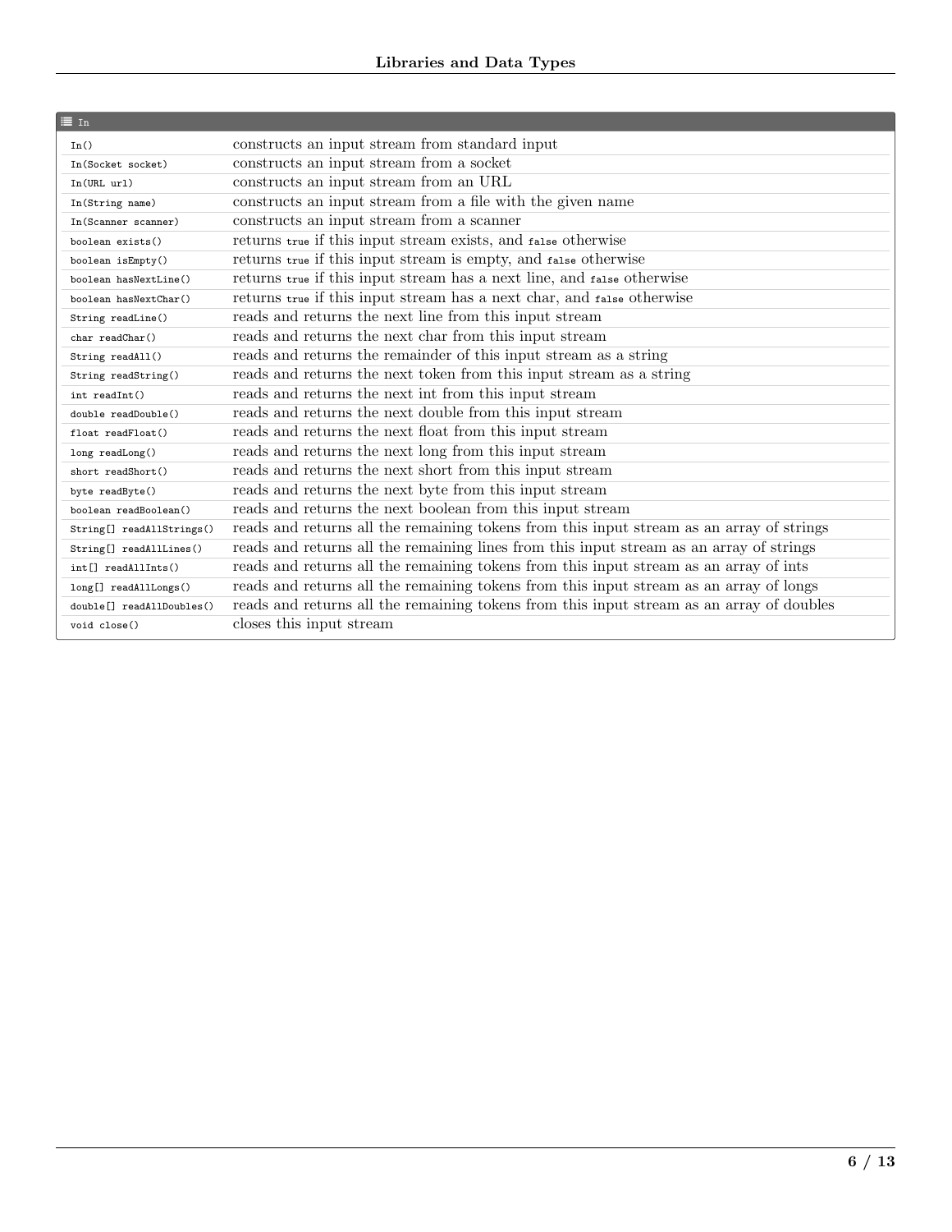| In | |
|---|---|
| `In()` | constructs an input stream from standard input |
| `In(Socket socket)` | constructs an input stream from a socket |
| `In(URL url)` | constructs an input stream from an URL |
| `In(String name)` | constructs an input stream from a file with the given name |
| `In(Scanner scanner)` | constructs an input stream from a scanner |
| `boolean exists()` | returns `true` if this input stream exists, and `false` otherwise |
| `boolean isEmpty()` | returns `true` if this input stream is empty, and `false` otherwise |
| `boolean hasNextLine()` | returns `true` if this input stream has a next line, and `false` otherwise |
| `boolean hasNextChar()` | returns `true` if this input stream has a next char, and `false` otherwise |
| `String readLine()` | reads and returns the next line from this input stream |
| `char readChar()` | reads and returns the next char from this input stream |
| `String readAll()` | reads and returns the remainder of this input stream as a string |
| `String readString()` | reads and returns the next token from this input stream as a string |
| `int readInt()` | reads and returns the next int from this input stream |
| `double readDouble()` | reads and returns the next double from this input stream |
| `float readFloat()` | reads and returns the next float from this input stream |
| `long readLong()` | reads and returns the next long from this input stream |
| `short readShort()` | reads and returns the next short from this input stream |
| `byte readByte()` | reads and returns the next byte from this input stream |
| `boolean readBoolean()` | reads and returns the next boolean from this input stream |
| `String[] readAllStrings()` | reads and returns all the remaining tokens from this input stream as an array of strings |
| `String[] readAllLines()` | reads and returns all the remaining lines from this input stream as an array of strings |
| `int[] readAllInts()` | reads and returns all the remaining tokens from this input stream as an array of ints |
| `long[] readAllLongs()` | reads and returns all the remaining tokens from this input stream as an array of longs |
| `double[] readAllDoubles()` | reads and returns all the remaining tokens from this input stream as an array of doubles |
| `void close()` | closes this input stream |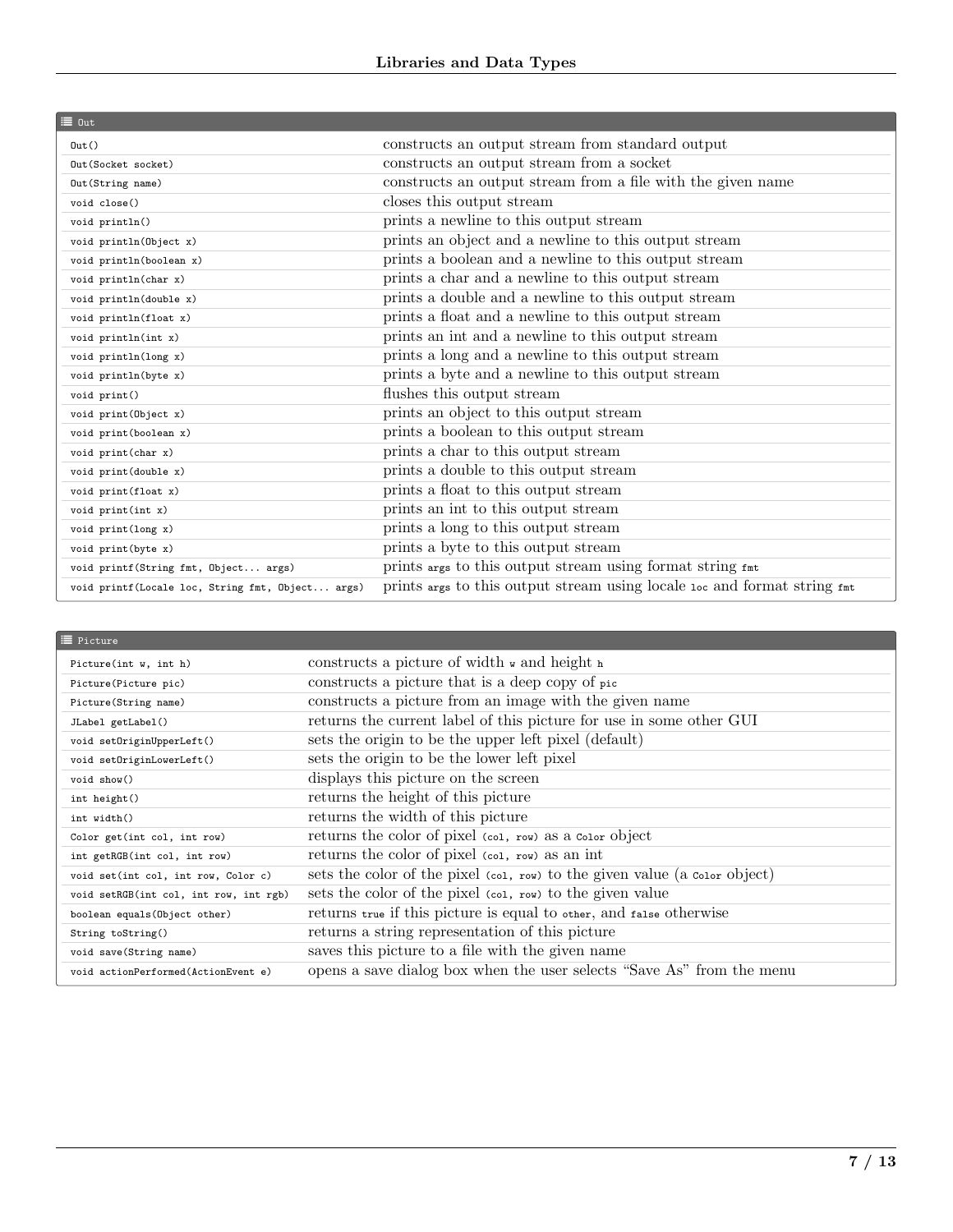| Out | |
|---|---|
| `Out()` | constructs an output stream from standard output |
| `Out(Socket socket)` | constructs an output stream from a socket |
| `Out(String name)` | constructs an output stream from a file with the given name |
| `void close()` | closes this output stream |
| `void println()` | prints a newline to this output stream |
| `void println(Object x)` | prints an object and a newline to this output stream |
| `void println(boolean x)` | prints a boolean and a newline to this output stream |
| `void println(char x)` | prints a char and a newline to this output stream |
| `void println(double x)` | prints a double and a newline to this output stream |
| `void println(float x)` | prints a float and a newline to this output stream |
| `void println(int x)` | prints an int and a newline to this output stream |
| `void println(long x)` | prints a long and a newline to this output stream |
| `void println(byte x)` | prints a byte and a newline to this output stream |
| `void print()` | flushes this output stream |
| `void print(Object x)` | prints an object to this output stream |
| `void print(boolean x)` | prints a boolean to this output stream |
| `void print(char x)` | prints a char to this output stream |
| `void print(double x)` | prints a double to this output stream |
| `void print(float x)` | prints a float to this output stream |
| `void print(int x)` | prints an int to this output stream |
| `void print(long x)` | prints a long to this output stream |
| `void print(byte x)` | prints a byte to this output stream |
| `void printf(String fmt, Object... args)` | prints `args` to this output stream using format string `fmt` |
| `void printf(Locale loc, String fmt, Object... args)` | prints `args` to this output stream using locale `loc` and format string `fmt` |

| Picture | |
|---|---|
| `Picture(int w, int h)` | constructs a picture of width `w` and height `h` |
| `Picture(Picture pic)` | constructs a picture that is a deep copy of `pic` |
| `Picture(String name)` | constructs a picture from an image with the given name |
| `JLabel getLabel()` | returns the current label of this picture for use in some other GUI |
| `void setOriginUpperLeft()` | sets the origin to be the upper left pixel (default) |
| `void setOriginLowerLeft()` | sets the origin to be the lower left pixel |
| `void show()` | displays this picture on the screen |
| `int height()` | returns the height of this picture |
| `int width()` | returns the width of this picture |
| `Color get(int col, int row)` | returns the color of pixel `(col, row)` as a `Color` object |
| `int getRGB(int col, int row)` | returns the color of pixel `(col, row)` as an int |
| `void set(int col, int row, Color c)` | sets the color of the pixel `(col, row)` to the given value (a `Color` object) |
| `void setRGB(int col, int row, int rgb)` | sets the color of the pixel `(col, row)` to the given value |
| `boolean equals(Object other)` | returns `true` if this picture is equal to `other`, and `false` otherwise |
| `String toString()` | returns a string representation of this picture |
| `void save(String name)` | saves this picture to a file with the given name |
| `void actionPerformed(ActionEvent e)` | opens a save dialog box when the user selects "Save As" from the menu |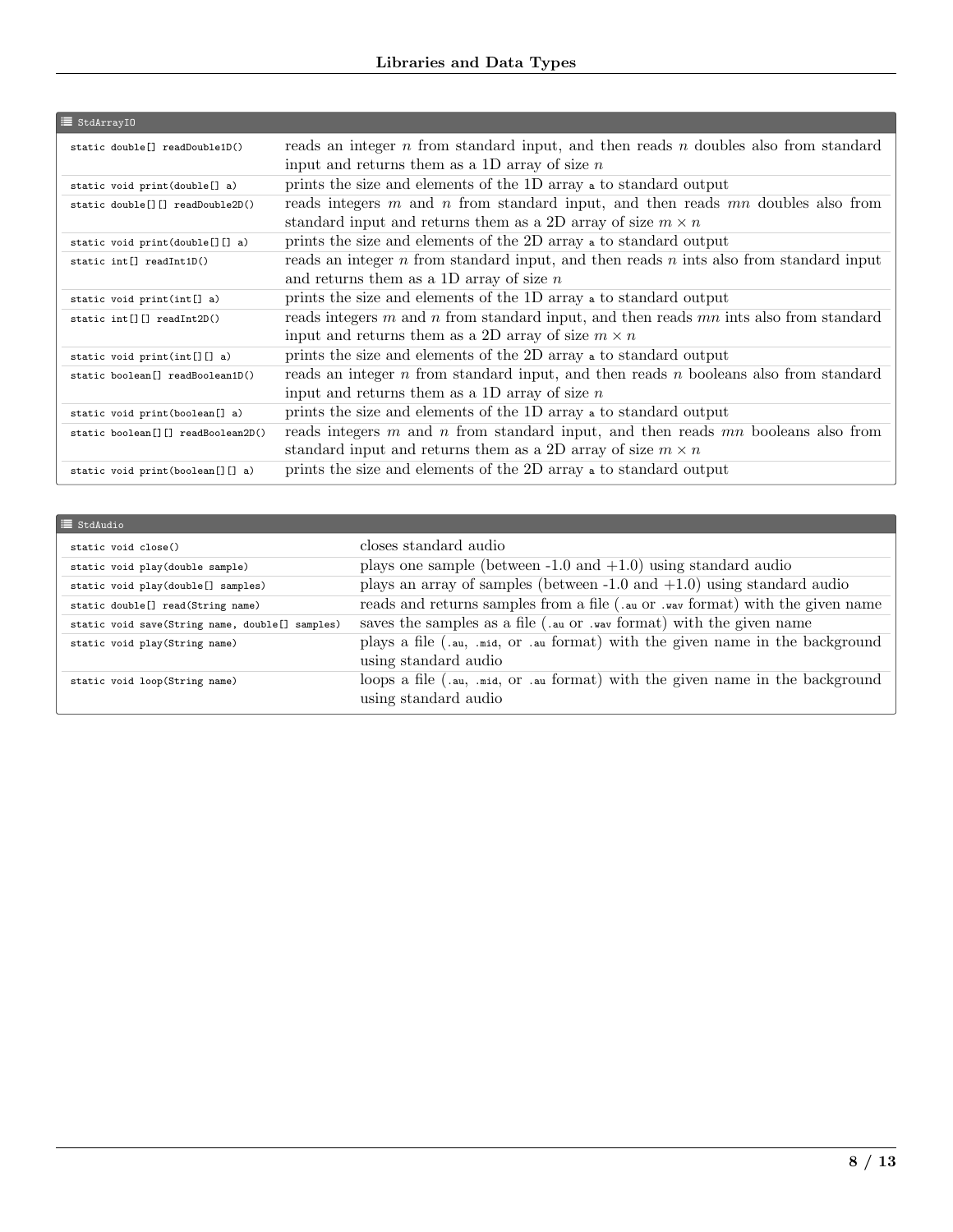## StdArrayIO

| StdArrayIO | |
|---|---|
| `static double[] readDouble1D()` | reads an integer $n$ from standard input, and then reads $n$ doubles also from standard input and returns them as a 1D array of size $n$ |
| `static void print(double[] a)` | prints the size and elements of the 1D array `a` to standard output |
| `static double[][] readDouble2D()` | reads integers $m$ and $n$ from standard input, and then reads $mn$ doubles also from standard input and returns them as a 2D array of size $m \times n$ |
| `static void print(double[][] a)` | prints the size and elements of the 2D array `a` to standard output |
| `static int[] readInt1D()` | reads an integer $n$ from standard input, and then reads $n$ ints also from standard input and returns them as a 1D array of size $n$ |
| `static void print(int[] a)` | prints the size and elements of the 1D array `a` to standard output |
| `static int[][] readInt2D()` | reads integers $m$ and $n$ from standard input, and then reads $mn$ ints also from standard input and returns them as a 2D array of size $m \times n$ |
| `static void print(int[][] a)` | prints the size and elements of the 2D array `a` to standard output |
| `static boolean[] readBoolean1D()` | reads an integer $n$ from standard input, and then reads $n$ booleans also from standard input and returns them as a 1D array of size $n$ |
| `static void print(boolean[] a)` | prints the size and elements of the 1D array `a` to standard output |
| `static boolean[][] readBoolean2D()` | reads integers $m$ and $n$ from standard input, and then reads $mn$ booleans also from standard input and returns them as a 2D array of size $m \times n$ |
| `static void print(boolean[][] a)` | prints the size and elements of the 2D array `a` to standard output |

## StdAudio

| StdAudio | |
|---|---|
| `static void close()` | closes standard audio |
| `static void play(double sample)` | plays one sample (between -1.0 and +1.0) using standard audio |
| `static void play(double[] samples)` | plays an array of samples (between -1.0 and +1.0) using standard audio |
| `static double[] read(String name)` | reads and returns samples from a file (`.au` or `.wav` format) with the given name |
| `static void save(String name, double[] samples)` | saves the samples as a file (`.au` or `.wav` format) with the given name |
| `static void play(String name)` | plays a file (`.au`, `.mid`, or `.au` format) with the given name in the background using standard audio |
| `static void loop(String name)` | loops a file (`.au`, `.mid`, or `.au` format) with the given name in the background using standard audio |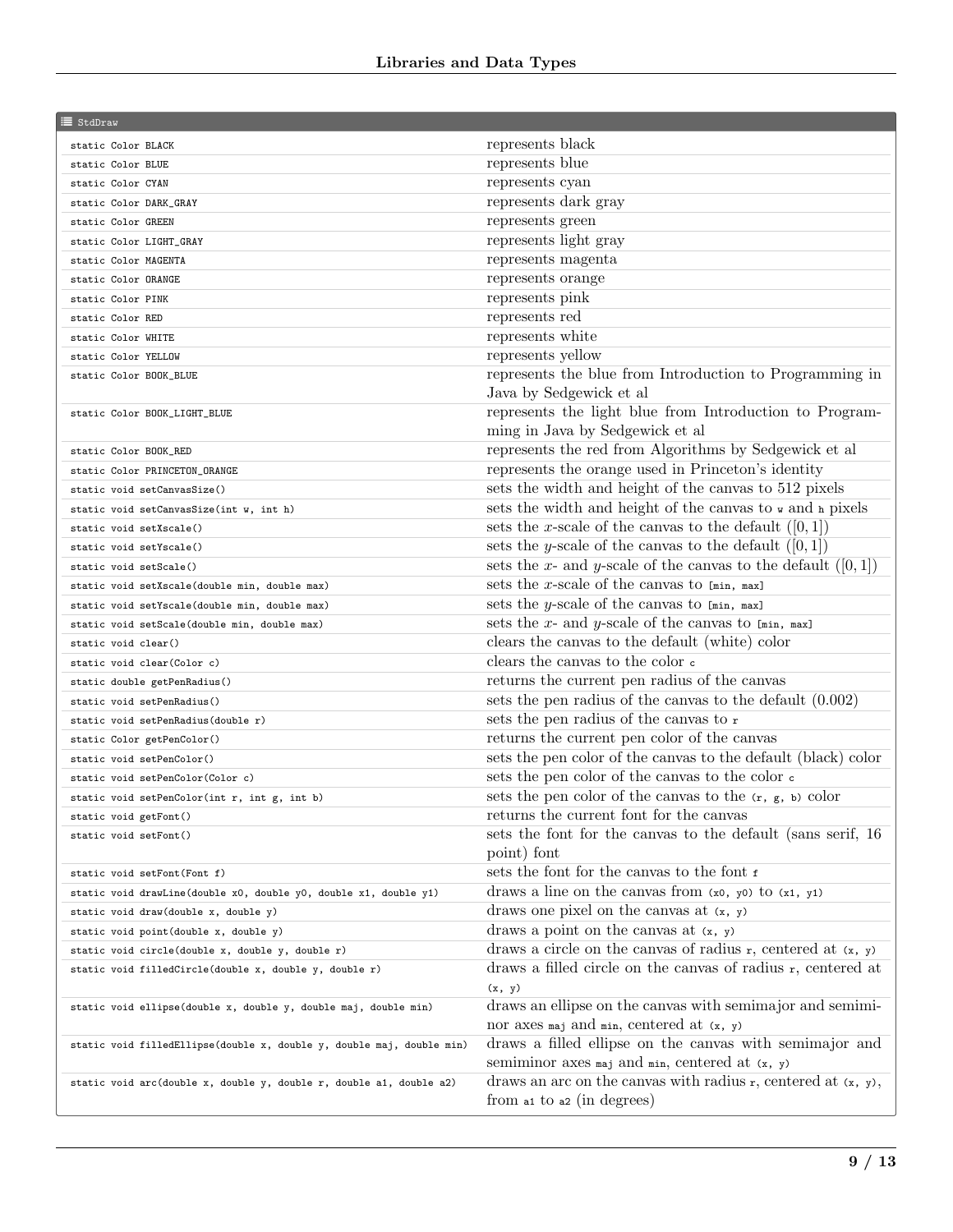| StdDraw | |
|---|---|
| `static Color BLACK` | represents black |
| `static Color BLUE` | represents blue |
| `static Color CYAN` | represents cyan |
| `static Color DARK_GRAY` | represents dark gray |
| `static Color GREEN` | represents green |
| `static Color LIGHT_GRAY` | represents light gray |
| `static Color MAGENTA` | represents magenta |
| `static Color ORANGE` | represents orange |
| `static Color PINK` | represents pink |
| `static Color RED` | represents red |
| `static Color WHITE` | represents white |
| `static Color YELLOW` | represents yellow |
| `static Color BOOK_BLUE` | represents the blue from Introduction to Programming in Java by Sedgewick et al |
| `static Color BOOK_LIGHT_BLUE` | represents the light blue from Introduction to Programming in Java by Sedgewick et al |
| `static Color BOOK_RED` | represents the red from Algorithms by Sedgewick et al |
| `static Color PRINCETON_ORANGE` | represents the orange used in Princeton's identity |
| `static void setCanvasSize()` | sets the width and height of the canvas to 512 pixels |
| `static void setCanvasSize(int w, int h)` | sets the width and height of the canvas to `w` and `h` pixels |
| `static void setXscale()` | sets the $x$-scale of the canvas to the default ($[0, 1]$) |
| `static void setYscale()` | sets the $y$-scale of the canvas to the default ($[0, 1]$) |
| `static void setScale()` | sets the $x$- and $y$-scale of the canvas to the default ($[0, 1]$) |
| `static void setXscale(double min, double max)` | sets the $x$-scale of the canvas to `[min, max]` |
| `static void setYscale(double min, double max)` | sets the $y$-scale of the canvas to `[min, max]` |
| `static void setScale(double min, double max)` | sets the $x$- and $y$-scale of the canvas to `[min, max]` |
| `static void clear()` | clears the canvas to the default (white) color |
| `static void clear(Color c)` | clears the canvas to the color `c` |
| `static double getPenRadius()` | returns the current pen radius of the canvas |
| `static void setPenRadius()` | sets the pen radius of the canvas to the default (0.002) |
| `static void setPenRadius(double r)` | sets the pen radius of the canvas to `r` |
| `static Color getPenColor()` | returns the current pen color of the canvas |
| `static void setPenColor()` | sets the pen color of the canvas to the default (black) color |
| `static void setPenColor(Color c)` | sets the pen color of the canvas to the color `c` |
| `static void setPenColor(int r, int g, int b)` | sets the pen color of the canvas to the `(r, g, b)` color |
| `static void getFont()` | returns the current font for the canvas |
| `static void setFont()` | sets the font for the canvas to the default (sans serif, 16 point) font |
| `static void setFont(Font f)` | sets the font for the canvas to the font `f` |
| `static void drawLine(double x0, double y0, double x1, double y1)` | draws a line on the canvas from `(x0, y0)` to `(x1, y1)` |
| `static void draw(double x, double y)` | draws one pixel on the canvas at `(x, y)` |
| `static void point(double x, double y)` | draws a point on the canvas at `(x, y)` |
| `static void circle(double x, double y, double r)` | draws a circle on the canvas of radius `r`, centered at `(x, y)` |
| `static void filledCircle(double x, double y, double r)` | draws a filled circle on the canvas of radius `r`, centered at `(x, y)` |
| `static void ellipse(double x, double y, double maj, double min)` | draws an ellipse on the canvas with semimajor and semiminor axes `maj` and `min`, centered at `(x, y)` |
| `static void filledEllipse(double x, double y, double maj, double min)` | draws a filled ellipse on the canvas with semimajor and semiminor axes `maj` and `min`, centered at `(x, y)` |
| `static void arc(double x, double y, double r, double a1, double a2)` | draws an arc on the canvas with radius `r`, centered at `(x, y)`, from `a1` to `a2` (in degrees) |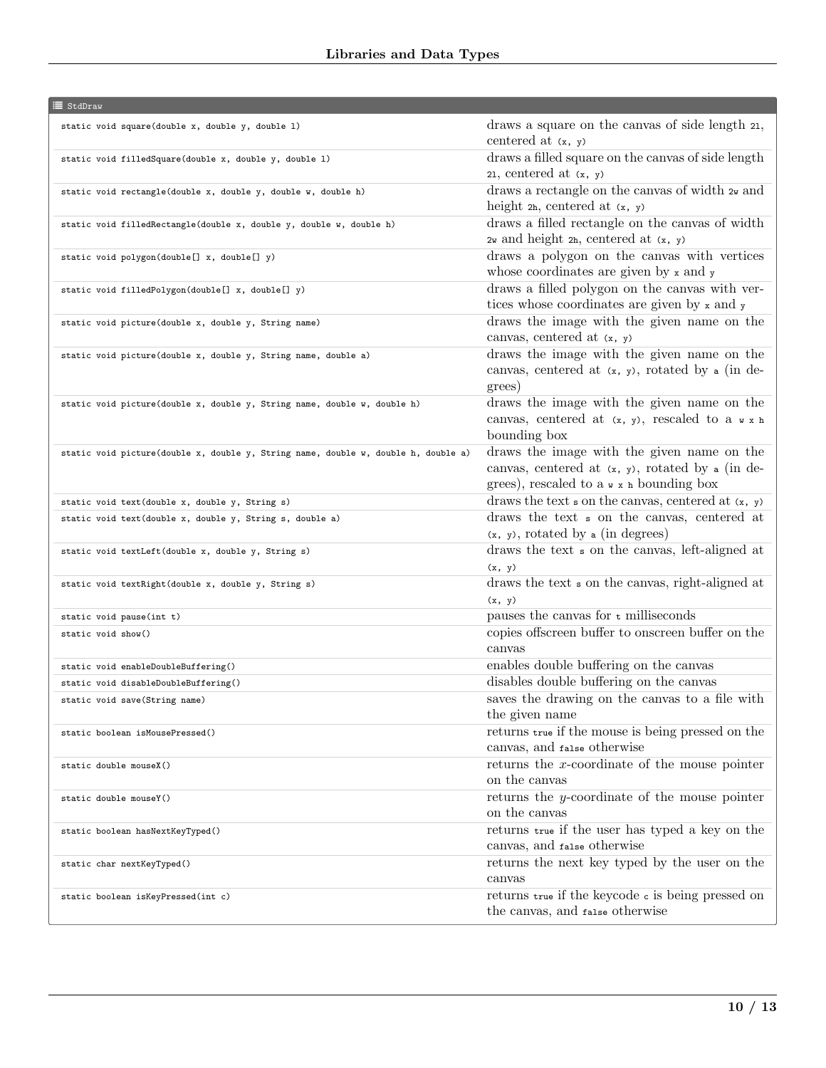| StdDraw | |
|---|---|
| `static void square(double x, double y, double l)` | draws a square on the canvas of side length `2l`, centered at `(x, y)` |
| `static void filledSquare(double x, double y, double l)` | draws a filled square on the canvas of side length `2l`, centered at `(x, y)` |
| `static void rectangle(double x, double y, double w, double h)` | draws a rectangle on the canvas of width `2w` and height `2h`, centered at `(x, y)` |
| `static void filledRectangle(double x, double y, double w, double h)` | draws a filled rectangle on the canvas of width `2w` and height `2h`, centered at `(x, y)` |
| `static void polygon(double[] x, double[] y)` | draws a polygon on the canvas with vertices whose coordinates are given by `x` and `y` |
| `static void filledPolygon(double[] x, double[] y)` | draws a filled polygon on the canvas with vertices whose coordinates are given by `x` and `y` |
| `static void picture(double x, double y, String name)` | draws the image with the given name on the canvas, centered at `(x, y)` |
| `static void picture(double x, double y, String name, double a)` | draws the image with the given name on the canvas, centered at `(x, y)`, rotated by `a` (in degrees) |
| `static void picture(double x, double y, String name, double w, double h)` | draws the image with the given name on the canvas, centered at `(x, y)`, rescaled to a `w x h` bounding box |
| `static void picture(double x, double y, String name, double w, double h, double a)` | draws the image with the given name on the canvas, centered at `(x, y)`, rotated by `a` (in degrees), rescaled to a `w x h` bounding box |
| `static void text(double x, double y, String s)` | draws the text `s` on the canvas, centered at `(x, y)` |
| `static void text(double x, double y, String s, double a)` | draws the text `s` on the canvas, centered at `(x, y)`, rotated by `a` (in degrees) |
| `static void textLeft(double x, double y, String s)` | draws the text `s` on the canvas, left-aligned at `(x, y)` |
| `static void textRight(double x, double y, String s)` | draws the text `s` on the canvas, right-aligned at `(x, y)` |
| `static void pause(int t)` | pauses the canvas for `t` milliseconds |
| `static void show()` | copies offscreen buffer to onscreen buffer on the canvas |
| `static void enableDoubleBuffering()` | enables double buffering on the canvas |
| `static void disableDoubleBuffering()` | disables double buffering on the canvas |
| `static void save(String name)` | saves the drawing on the canvas to a file with the given name |
| `static boolean isMousePressed()` | returns `true` if the mouse is being pressed on the canvas, and `false` otherwise |
| `static double mouseX()` | returns the $x$-coordinate of the mouse pointer on the canvas |
| `static double mouseY()` | returns the $y$-coordinate of the mouse pointer on the canvas |
| `static boolean hasNextKeyTyped()` | returns `true` if the user has typed a key on the canvas, and `false` otherwise |
| `static char nextKeyTyped()` | returns the next key typed by the user on the canvas |
| `static boolean isKeyPressed(int c)` | returns `true` if the keycode `c` is being pressed on the canvas, and `false` otherwise |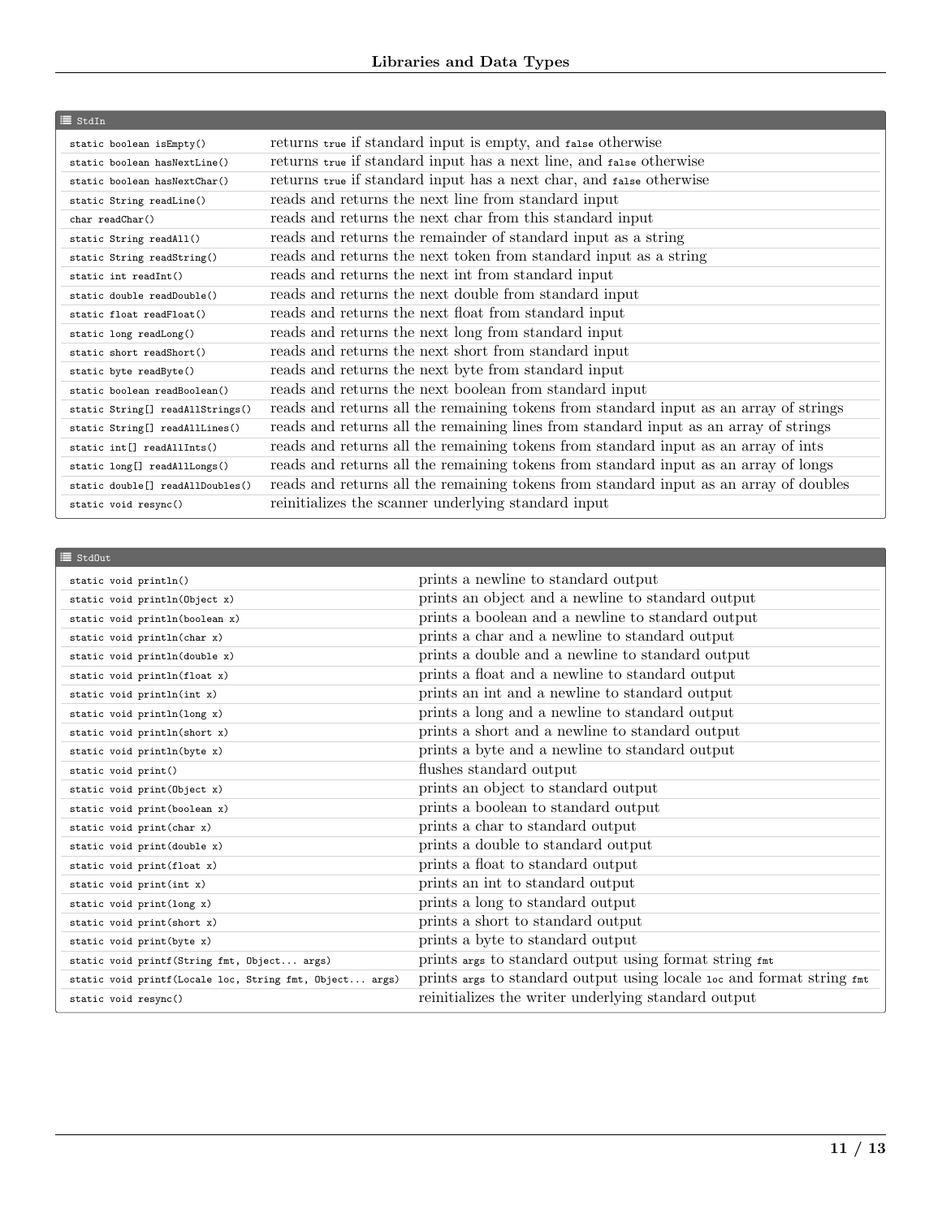## StdIn

| StdIn | |
|---|---|
| `static boolean isEmpty()` | returns `true` if standard input is empty, and `false` otherwise |
| `static boolean hasNextLine()` | returns `true` if standard input has a next line, and `false` otherwise |
| `static boolean hasNextChar()` | returns `true` if standard input has a next char, and `false` otherwise |
| `static String readLine()` | reads and returns the next line from standard input |
| `char readChar()` | reads and returns the next char from this standard input |
| `static String readAll()` | reads and returns the remainder of standard input as a string |
| `static String readString()` | reads and returns the next token from standard input as a string |
| `static int readInt()` | reads and returns the next int from standard input |
| `static double readDouble()` | reads and returns the next double from standard input |
| `static float readFloat()` | reads and returns the next float from standard input |
| `static long readLong()` | reads and returns the next long from standard input |
| `static short readShort()` | reads and returns the next short from standard input |
| `static byte readByte()` | reads and returns the next byte from standard input |
| `static boolean readBoolean()` | reads and returns the next boolean from standard input |
| `static String[] readAllStrings()` | reads and returns all the remaining tokens from standard input as an array of strings |
| `static String[] readAllLines()` | reads and returns all the remaining lines from standard input as an array of strings |
| `static int[] readAllInts()` | reads and returns all the remaining tokens from standard input as an array of ints |
| `static long[] readAllLongs()` | reads and returns all the remaining tokens from standard input as an array of longs |
| `static double[] readAllDoubles()` | reads and returns all the remaining tokens from standard input as an array of doubles |
| `static void resync()` | reinitializes the scanner underlying standard input |

## StdOut

| StdOut | |
|---|---|
| `static void println()` | prints a newline to standard output |
| `static void println(Object x)` | prints an object and a newline to standard output |
| `static void println(boolean x)` | prints a boolean and a newline to standard output |
| `static void println(char x)` | prints a char and a newline to standard output |
| `static void println(double x)` | prints a double and a newline to standard output |
| `static void println(float x)` | prints a float and a newline to standard output |
| `static void println(int x)` | prints an int and a newline to standard output |
| `static void println(long x)` | prints a long and a newline to standard output |
| `static void println(short x)` | prints a short and a newline to standard output |
| `static void println(byte x)` | prints a byte and a newline to standard output |
| `static void print()` | flushes standard output |
| `static void print(Object x)` | prints an object to standard output |
| `static void print(boolean x)` | prints a boolean to standard output |
| `static void print(char x)` | prints a char to standard output |
| `static void print(double x)` | prints a double to standard output |
| `static void print(float x)` | prints a float to standard output |
| `static void print(int x)` | prints an int to standard output |
| `static void print(long x)` | prints a long to standard output |
| `static void print(short x)` | prints a short to standard output |
| `static void print(byte x)` | prints a byte to standard output |
| `static void printf(String fmt, Object... args)` | prints `args` to standard output using format string `fmt` |
| `static void printf(Locale loc, String fmt, Object... args)` | prints `args` to standard output using locale `loc` and format string `fmt` |
| `static void resync()` | reinitializes the writer underlying standard output |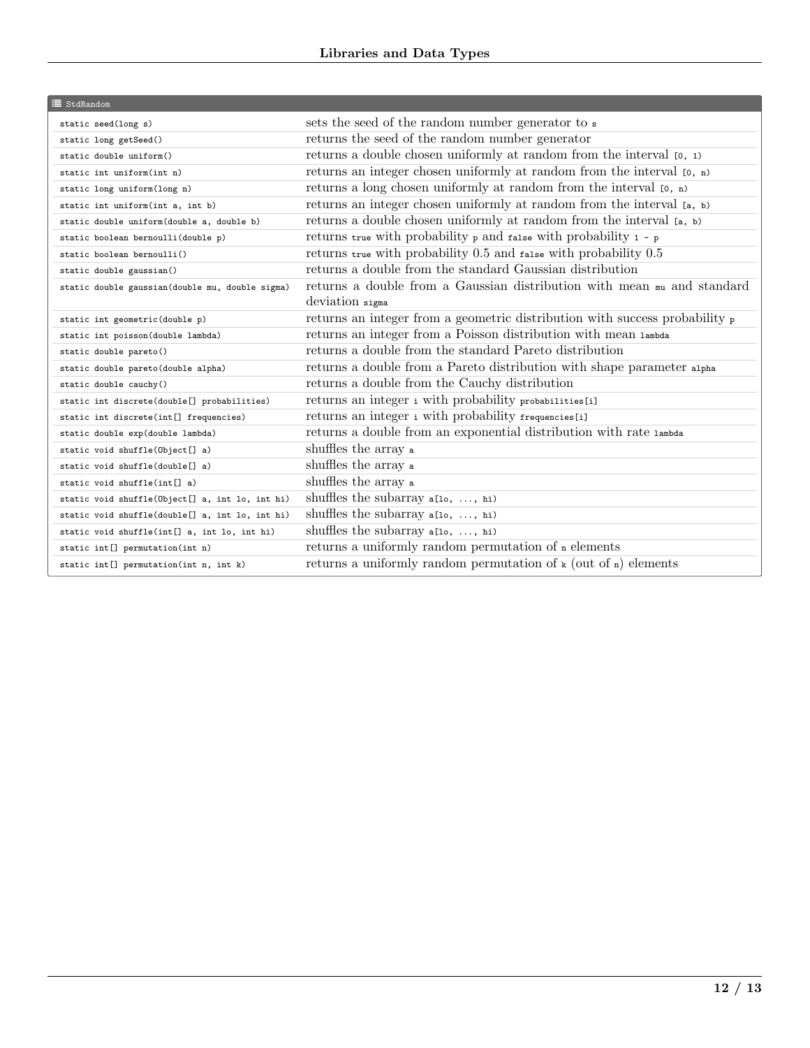| StdRandom | |
|---|---|
| `static seed(long s)` | sets the seed of the random number generator to `s` |
| `static long getSeed()` | returns the seed of the random number generator |
| `static double uniform()` | returns a double chosen uniformly at random from the interval `[0, 1)` |
| `static int uniform(int n)` | returns an integer chosen uniformly at random from the interval `[0, n)` |
| `static long uniform(long n)` | returns a long chosen uniformly at random from the interval `[0, n)` |
| `static int uniform(int a, int b)` | returns an integer chosen uniformly at random from the interval `[a, b)` |
| `static double uniform(double a, double b)` | returns a double chosen uniformly at random from the interval `[a, b)` |
| `static boolean bernoulli(double p)` | returns `true` with probability `p` and `false` with probability `1 - p` |
| `static boolean bernoulli()` | returns `true` with probability 0.5 and `false` with probability 0.5 |
| `static double gaussian()` | returns a double from the standard Gaussian distribution |
| `static double gaussian(double mu, double sigma)` | returns a double from a Gaussian distribution with mean `mu` and standard deviation `sigma` |
| `static int geometric(double p)` | returns an integer from a geometric distribution with success probability `p` |
| `static int poisson(double lambda)` | returns an integer from a Poisson distribution with mean `lambda` |
| `static double pareto()` | returns a double from the standard Pareto distribution |
| `static double pareto(double alpha)` | returns a double from a Pareto distribution with shape parameter `alpha` |
| `static double cauchy()` | returns a double from the Cauchy distribution |
| `static int discrete(double[] probabilities)` | returns an integer `i` with probability `probabilities[i]` |
| `static int discrete(int[] frequencies)` | returns an integer `i` with probability `frequencies[i]` |
| `static double exp(double lambda)` | returns a double from an exponential distribution with rate `lambda` |
| `static void shuffle(Object[] a)` | shuffles the array `a` |
| `static void shuffle(double[] a)` | shuffles the array `a` |
| `static void shuffle(int[] a)` | shuffles the array `a` |
| `static void shuffle(Object[] a, int lo, int hi)` | shuffles the subarray `a[lo, ..., hi)` |
| `static void shuffle(double[] a, int lo, int hi)` | shuffles the subarray `a[lo, ..., hi)` |
| `static void shuffle(int[] a, int lo, int hi)` | shuffles the subarray `a[lo, ..., hi)` |
| `static int[] permutation(int n)` | returns a uniformly random permutation of `n` elements |
| `static int[] permutation(int n, int k)` | returns a uniformly random permutation of `k` (out of `n`) elements |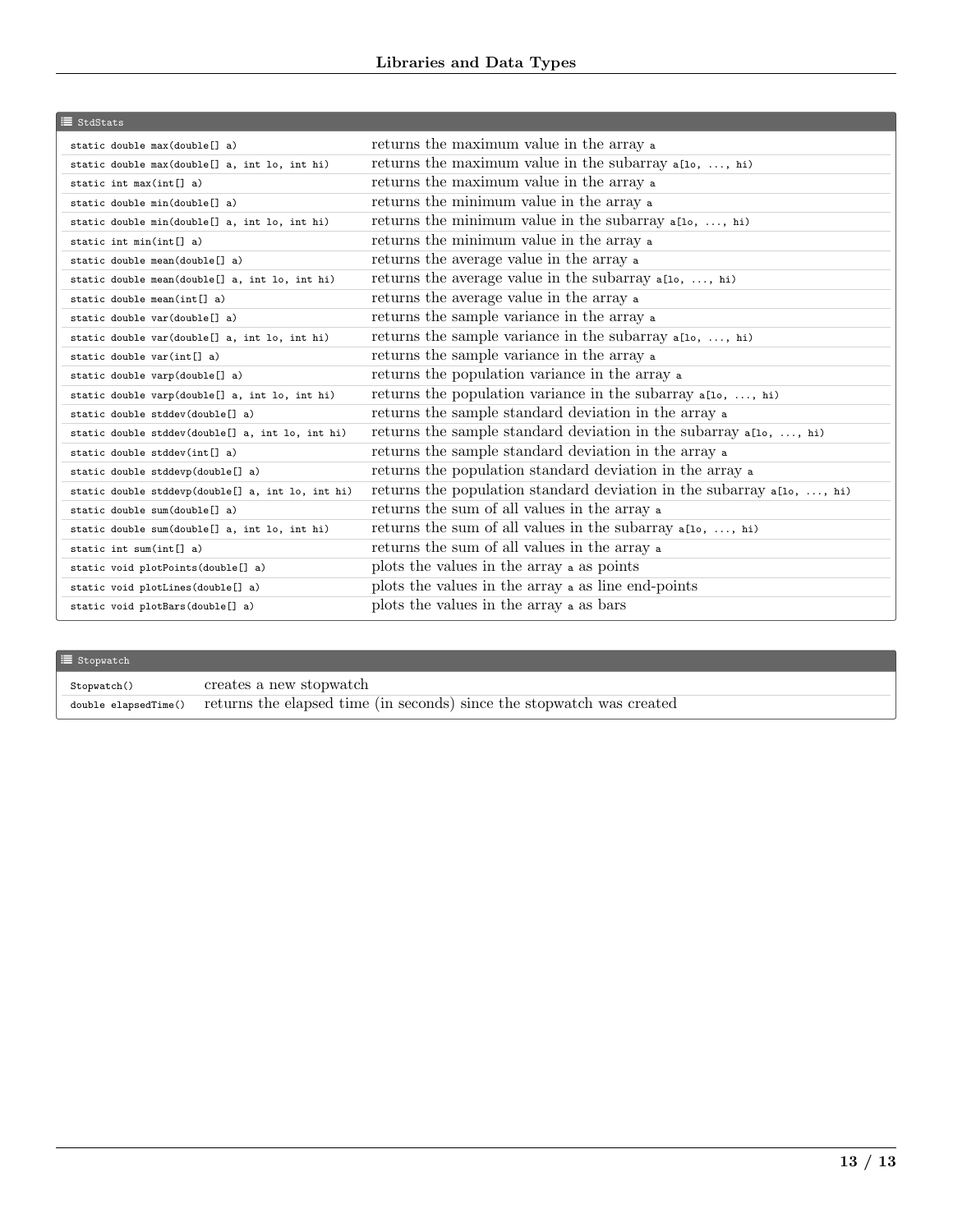| StdStats | |
|---|---|
| `static double max(double[] a)` | returns the maximum value in the array `a` |
| `static double max(double[] a, int lo, int hi)` | returns the maximum value in the subarray `a[lo, ..., hi)` |
| `static int max(int[] a)` | returns the maximum value in the array `a` |
| `static double min(double[] a)` | returns the minimum value in the array `a` |
| `static double min(double[] a, int lo, int hi)` | returns the minimum value in the subarray `a[lo, ..., hi)` |
| `static int min(int[] a)` | returns the minimum value in the array `a` |
| `static double mean(double[] a)` | returns the average value in the array `a` |
| `static double mean(double[] a, int lo, int hi)` | returns the average value in the subarray `a[lo, ..., hi)` |
| `static double mean(int[] a)` | returns the average value in the array `a` |
| `static double var(double[] a)` | returns the sample variance in the array `a` |
| `static double var(double[] a, int lo, int hi)` | returns the sample variance in the subarray `a[lo, ..., hi)` |
| `static double var(int[] a)` | returns the sample variance in the array `a` |
| `static double varp(double[] a)` | returns the population variance in the array `a` |
| `static double varp(double[] a, int lo, int hi)` | returns the population variance in the subarray `a[lo, ..., hi)` |
| `static double stddev(double[] a)` | returns the sample standard deviation in the array `a` |
| `static double stddev(double[] a, int lo, int hi)` | returns the sample standard deviation in the subarray `a[lo, ..., hi)` |
| `static double stddev(int[] a)` | returns the sample standard deviation in the array `a` |
| `static double stddevp(double[] a)` | returns the population standard deviation in the array `a` |
| `static double stddevp(double[] a, int lo, int hi)` | returns the population standard deviation in the subarray `a[lo, ..., hi)` |
| `static double sum(double[] a)` | returns the sum of all values in the array `a` |
| `static double sum(double[] a, int lo, int hi)` | returns the sum of all values in the subarray `a[lo, ..., hi)` |
| `static int sum(int[] a)` | returns the sum of all values in the array `a` |
| `static void plotPoints(double[] a)` | plots the values in the array `a` as points |
| `static void plotLines(double[] a)` | plots the values in the array `a` as line end-points |
| `static void plotBars(double[] a)` | plots the values in the array `a` as bars |

| Stopwatch | |
|---|---|
| `Stopwatch()` | creates a new stopwatch |
| `double elapsedTime()` | returns the elapsed time (in seconds) since the stopwatch was created |